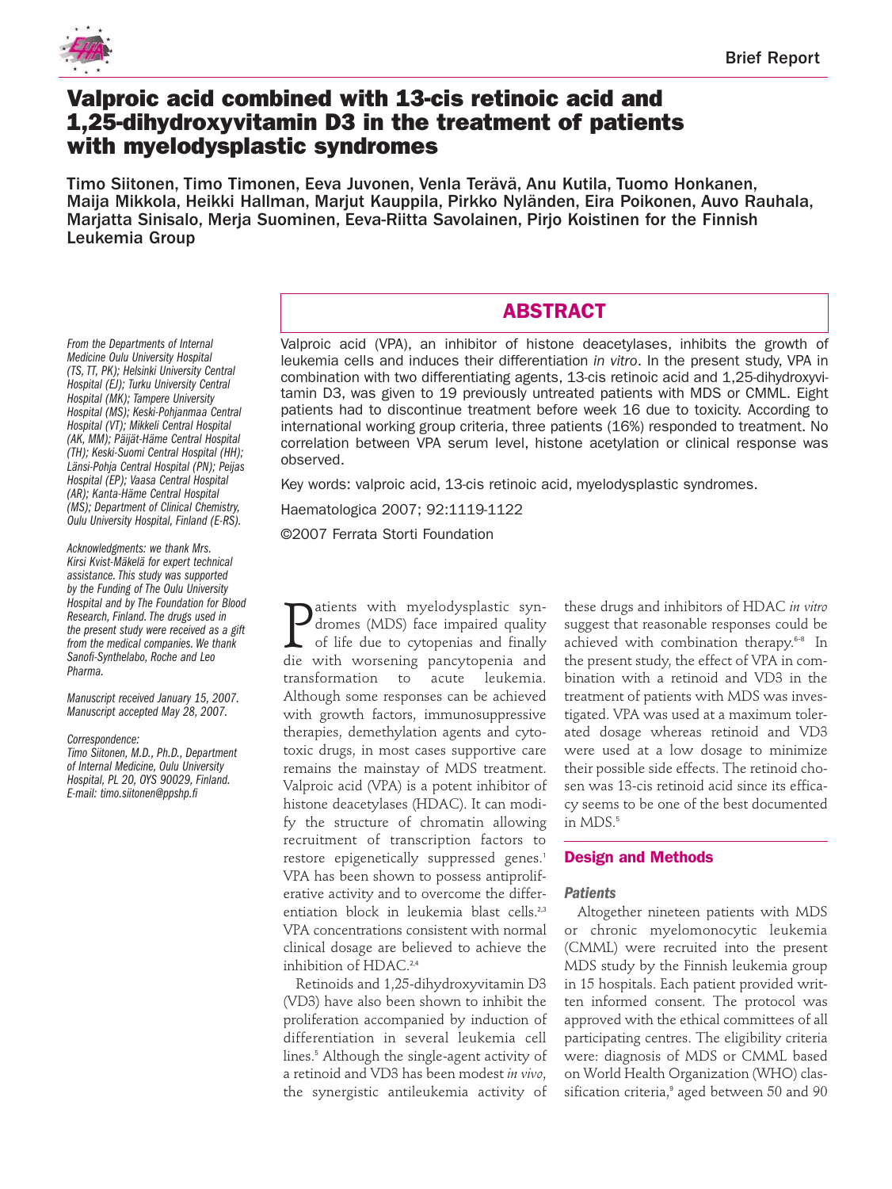Brief Report

# Valproic acid combined with 13-cis retinoic acid and 1,25-dihydroxyvitamin D3 in the treatment of patients with myelodysplastic syndromes

Timo Siitonen, Timo Timonen, Eeva Juvonen, Venla Terävä, Anu Kutila, Tuomo Honkanen, Maija Mikkola, Heikki Hallman, Marjut Kauppila, Pirkko Nyländen, Eira Poikonen, Auvo Rauhala, Marjatta Sinisalo, Merja Suominen, Eeva-Riitta Savolainen, Pirjo Koistinen for the Finnish Leukemia Group

*From the Departments of Internal Medicine Oulu University Hospital (TS, TT, PK); Helsinki University Central Hospital (EJ); Turku University Central Hospital (MK); Tampere University Hospital (MS); Keski-Pohjanmaa Central Hospital (VT); Mikkeli Central Hospital (AK, MM); Päijät-Häme Central Hospital (TH); Keski-Suomi Central Hospital (HH); Länsi-Pohja Central Hospital (PN); Peijas Hospital (EP); Vaasa Central Hospital (AR); Kanta-Häme Central Hospital (MS); Department of Clinical Chemistry, Oulu University Hospital, Finland (E-RS).*

*Acknowledgments: we thank Mrs. Kirsi Kvist-Mäkelä for expert technical assistance. This study was supported by the Funding of The Oulu University Hospital and by The Foundation for Blood Research, Finland. The drugs used in the present study were received as a gift from the medical companies. We thank Sanofi-Synthelabo, Roche and Leo Pharma.*

*Manuscript received January 15, 2007. Manuscript accepted May 28, 2007.*

*Correspondence: Timo Siitonen, M.D., Ph.D., Department of Internal Medicine, Oulu University Hospital, PL 20, OYS 90029, Finland. E-mail: timo.siitonen@ppshp.fi*

## ABSTRACT

Valproic acid (VPA), an inhibitor of histone deacetylases, inhibits the growth of leukemia cells and induces their differentiation *in vitro*. In the present study, VPA in combination with two differentiating agents, 13-cis retinoic acid and 1,25-dihydroxyvitamin D3, was given to 19 previously untreated patients with MDS or CMML. Eight patients had to discontinue treatment before week 16 due to toxicity. According to international working group criteria, three patients (16%) responded to treatment. No correlation between VPA serum level, histone acetylation or clinical response was observed.

Key words: valproic acid, 13-cis retinoic acid, myelodysplastic syndromes.

Haematologica 2007; 92:1119-1122

©2007 Ferrata Storti Foundation

Patients with myelodysplastic syndromes (MDS) face impaired quality of life due to cytopenias and finally die with worsening pancytopenia and transformation to acute leukemia. Although some responses can be achieved with growth factors, immunosuppressive therapies, demethylation agents and cytotoxic drugs, in most cases supportive care remains the mainstay of MDS treatment. Valproic acid (VPA) is a potent inhibitor of histone deacetylases (HDAC). It can modify the structure of chromatin allowing recruitment of transcription factors to restore epigenetically suppressed genes.[1] VPA has been shown to possess antiproliferative activity and to overcome the differentiation block in leukemia blast cells.[2,3] VPA concentrations consistent with normal clinical dosage are believed to achieve the inhibition of HDAC.[2,4]

Retinoids and 1,25-dihydroxyvitamin D3 (VD3) have also been shown to inhibit the proliferation accompanied by induction of differentiation in several leukemia cell lines.[5] Although the single-agent activity of a retinoid and VD3 has been modest *in vivo*, the synergistic antileukemia activity of these drugs and inhibitors of HDAC *in vitro* suggest that reasonable responses could be achieved with combination therapy.[6-8] In the present study, the effect of VPA in combination with a retinoid and VD3 in the treatment of patients with MDS was investigated. VPA was used at a maximum tolerated dosage whereas retinoid and VD3 were used at a low dosage to minimize their possible side effects. The retinoid chosen was 13-cis retinoid acid since its efficacy seems to be one of the best documented in MDS.[5]

## Design and Methods

### Patients

Altogether nineteen patients with MDS or chronic myelomonocytic leukemia (CMML) were recruited into the present MDS study by the Finnish leukemia group in 15 hospitals. Each patient provided written informed consent. The protocol was approved with the ethical committees of all participating centres. The eligibility criteria were: diagnosis of MDS or CMML based on World Health Organization (WHO) classification criteria,[9] aged between 50 and 90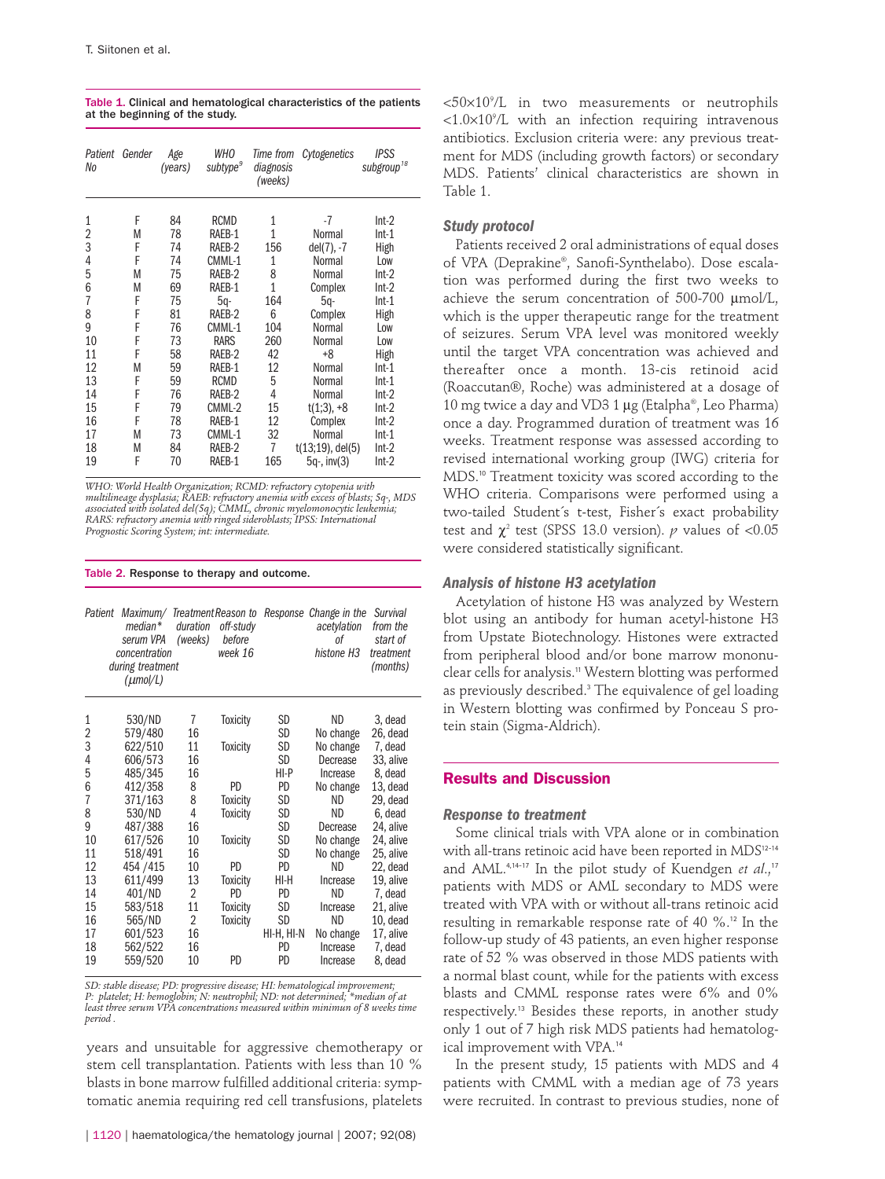**Table 1.** Clinical and hematological characteristics of the patients at the beginning of the study.

| Patient No | Gender | Age (years) | WHO subtype[9] | Time from diagnosis (weeks) | Cytogenetics | IPSS subgroup[18] |
|---|---|---|---|---|---|---|
| 1 | F | 84 | RCMD | 1 | -7 | Int-2 |
| 2 | M | 78 | RAEB-1 | 1 | Normal | Int-1 |
| 3 | F | 74 | RAEB-2 | 156 | del(7), -7 | High |
| 4 | F | 74 | CMML-1 | 1 | Normal | Low |
| 5 | M | 75 | RAEB-2 | 8 | Normal | Int-2 |
| 6 | M | 69 | RAEB-1 | 1 | Complex | Int-2 |
| 7 | F | 75 | 5q- | 164 | 5q- | Int-1 |
| 8 | F | 81 | RAEB-2 | 6 | Complex | High |
| 9 | F | 76 | CMML-1 | 104 | Normal | Low |
| 10 | F | 73 | RARS | 260 | Normal | Low |
| 11 | F | 58 | RAEB-2 | 42 | +8 | High |
| 12 | M | 59 | RAEB-1 | 12 | Normal | Int-1 |
| 13 | F | 59 | RCMD | 5 | Normal | Int-1 |
| 14 | F | 76 | RAEB-2 | 4 | Normal | Int-2 |
| 15 | F | 79 | CMML-2 | 15 | t(1;3), +8 | Int-2 |
| 16 | F | 78 | RAEB-1 | 12 | Complex | Int-2 |
| 17 | M | 73 | CMML-1 | 32 | Normal | Int-1 |
| 18 | M | 84 | RAEB-2 | 7 | t(13;19), del(5) | Int-2 |
| 19 | F | 70 | RAEB-1 | 165 | 5q-, inv(3) | Int-2 |

*WHO: World Health Organization; RCMD: refractory cytopenia with multilineage dysplasia; RAEB: refractory anemia with excess of blasts; 5q-, MDS associated with isolated del(5q); CMML, chronic myelomonocytic leukemia; RARS: refractory anemia with ringed sideroblasts; IPSS: International Prognostic Scoring System; int: intermediate.*

**Table 2.** Response to therapy and outcome.

| Patient | Maximum/ median* serum VPA concentration during treatment (μmol/L) | Treatment duration (weeks) | Reason to off-study before week 16 | Response | Change in the acetylation of histone H3 | Survival from the start of treatment (months) |
|---|---|---|---|---|---|---|
| 1 | 530/ND | 7 | Toxicity | SD | ND | 3, dead |
| 2 | 579/480 | 16 | | SD | No change | 26, dead |
| 3 | 622/510 | 11 | Toxicity | SD | No change | 7, dead |
| 4 | 606/573 | 16 | | SD | Decrease | 33, alive |
| 5 | 485/345 | 16 | | HI-P | Increase | 8, dead |
| 6 | 412/358 | 8 | PD | PD | No change | 13, dead |
| 7 | 371/163 | 8 | Toxicity | SD | ND | 29, dead |
| 8 | 530/ND | 4 | Toxicity | SD | ND | 6, dead |
| 9 | 487/388 | 16 | | SD | Decrease | 24, alive |
| 10 | 617/526 | 10 | Toxicity | SD | No change | 24, alive |
| 11 | 518/491 | 16 | | SD | No change | 25, alive |
| 12 | 454 /415 | 10 | PD | PD | ND | 22, dead |
| 13 | 611/499 | 13 | Toxicity | HI-H | Increase | 19, alive |
| 14 | 401/ND | 2 | PD | PD | ND | 7, dead |
| 15 | 583/518 | 11 | Toxicity | SD | Increase | 21, alive |
| 16 | 565/ND | 2 | Toxicity | SD | ND | 10, dead |
| 17 | 601/523 | 16 | | HI-H, HI-N | No change | 17, alive |
| 18 | 562/522 | 16 | | PD | Increase | 7, dead |
| 19 | 559/520 | 10 | PD | PD | Increase | 8, dead |

*SD: stable disease; PD: progressive disease; HI: hematological improvement; P: platelet; H: hemoglobin; N: neutrophil; ND: not determined; \*median of at least three serum VPA concentrations measured within minimun of 8 weeks time period .*

years and unsuitable for aggressive chemotherapy or stem cell transplantation. Patients with less than 10 % blasts in bone marrow fulfilled additional criteria: symptomatic anemia requiring red cell transfusions, platelets $<50\times10^9$/L in two measurements or neutrophils $<1.0\times10^9$/L with an infection requiring intravenous antibiotics. Exclusion criteria were: any previous treatment for MDS (including growth factors) or secondary MDS. Patients' clinical characteristics are shown in Table 1.

### *Study protocol*

Patients received 2 oral administrations of equal doses of VPA (Deprakine®, Sanofi-Synthelabo). Dose escalation was performed during the first two weeks to achieve the serum concentration of 500-700 μmol/L, which is the upper therapeutic range for the treatment of seizures. Serum VPA level was monitored weekly until the target VPA concentration was achieved and thereafter once a month. 13-cis retinoid acid (Roaccutan®, Roche) was administered at a dosage of 10 mg twice a day and VD3 1 μg (Etalpha®, Leo Pharma) once a day. Programmed duration of treatment was 16 weeks. Treatment response was assessed according to revised international working group (IWG) criteria for MDS.[10] Treatment toxicity was scored according to the WHO criteria. Comparisons were performed using a two-tailed Student´s t-test, Fisher´s exact probability test and $\chi^2$ test (SPSS 13.0 version). $p$ values of $<0.05$ were considered statistically significant.

### *Analysis of histone H3 acetylation*

Acetylation of histone H3 was analyzed by Western blot using an antibody for human acetyl-histone H3 from Upstate Biotechnology. Histones were extracted from peripheral blood and/or bone marrow mononuclear cells for analysis.[11] Western blotting was performed as previously described.[3] The equivalence of gel loading in Western blotting was confirmed by Ponceau S protein stain (Sigma-Aldrich).

## Results and Discussion

### *Response to treatment*

Some clinical trials with VPA alone or in combination with all-trans retinoic acid have been reported in MDS[12-14] and AML.[4,14-17] In the pilot study of Kuendgen *et al.*,[17] patients with MDS or AML secondary to MDS were treated with VPA with or without all-trans retinoic acid resulting in remarkable response rate of 40 %.[12] In the follow-up study of 43 patients, an even higher response rate of 52 % was observed in those MDS patients with a normal blast count, while for the patients with excess blasts and CMML response rates were 6% and 0% respectively.[13] Besides these reports, in another study only 1 out of 7 high risk MDS patients had hematological improvement with VPA.[14]

In the present study, 15 patients with MDS and 4 patients with CMML with a median age of 73 years were recruited. In contrast to previous studies, none of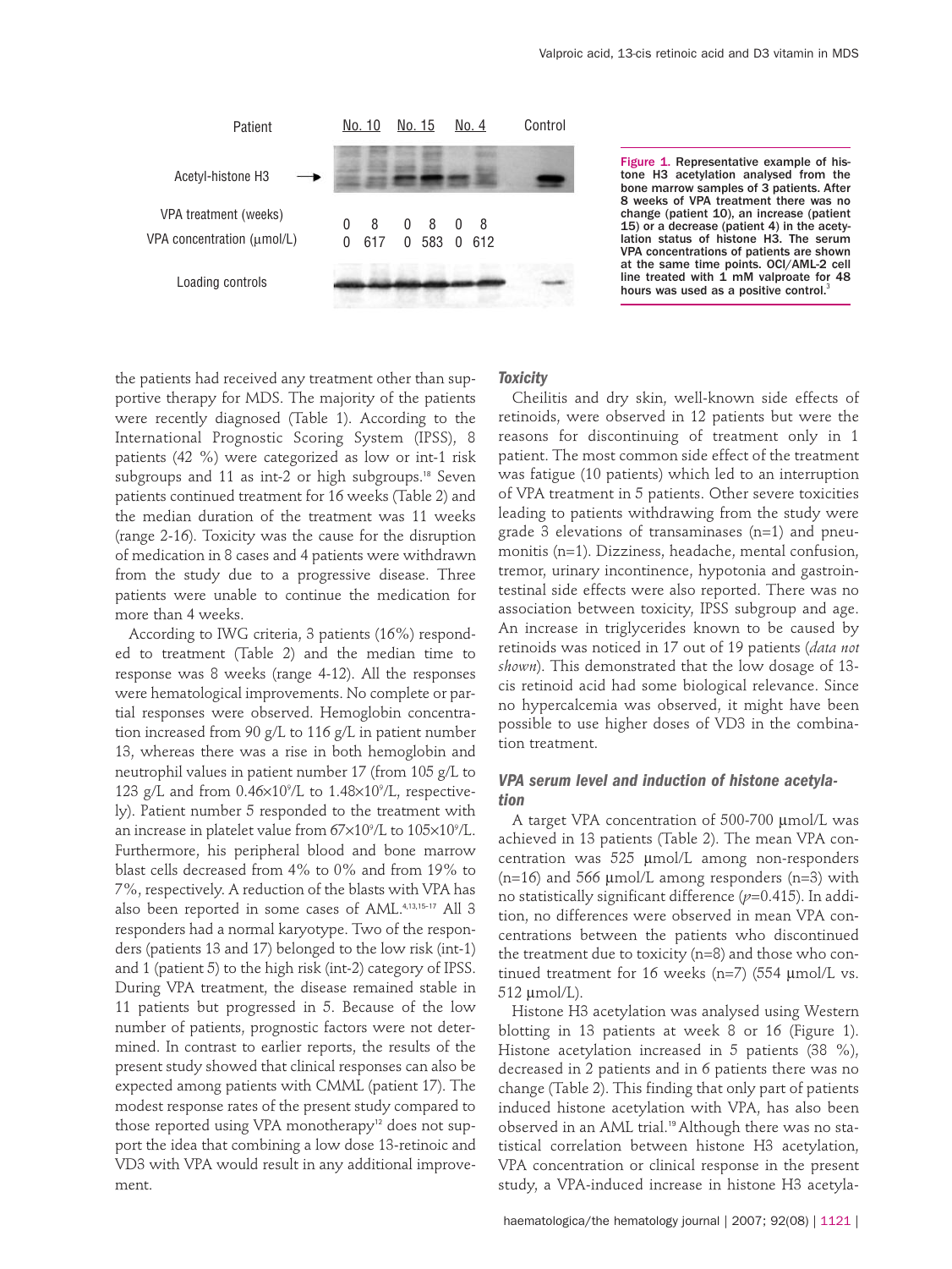Patient | No. 10 | | No. 15 | | No. 4 | | Control
---|---|---|---|---|---|---|---
Acetyl-histone H3 | | | | | | |
VPA treatment (weeks) | 0 | 8 | 0 | 8 | 0 | 8 |
VPA concentration (μmol/L) | 0 | 617 | 0 | 583 | 0 | 612 |
Loading controls | | | | | | |

Figure 1. Representative example of histone H3 acetylation analysed from the bone marrow samples of 3 patients. After 8 weeks of VPA treatment there was no change (patient 10), an increase (patient 15) or a decrease (patient 4) in the acetylation status of histone H3. The serum VPA concentrations of patients are shown at the same time points. OCI/AML-2 cell line treated with 1 mM valproate for 48 hours was used as a positive control.[3]

the patients had received any treatment other than supportive therapy for MDS. The majority of the patients were recently diagnosed (Table 1). According to the International Prognostic Scoring System (IPSS), 8 patients (42 %) were categorized as low or int-1 risk subgroups and 11 as int-2 or high subgroups.[18] Seven patients continued treatment for 16 weeks (Table 2) and the median duration of the treatment was 11 weeks (range 2-16). Toxicity was the cause for the disruption of medication in 8 cases and 4 patients were withdrawn from the study due to a progressive disease. Three patients were unable to continue the medication for more than 4 weeks.

According to IWG criteria, 3 patients (16%) responded to treatment (Table 2) and the median time to response was 8 weeks (range 4-12). All the responses were hematological improvements. No complete or partial responses were observed. Hemoglobin concentration increased from 90 g/L to 116 g/L in patient number 13, whereas there was a rise in both hemoglobin and neutrophil values in patient number 17 (from 105 g/L to 123 g/L and from $0.46\times10^9$/L to $1.48\times10^9$/L, respectively). Patient number 5 responded to the treatment with an increase in platelet value from $67\times10^9$/L to $105\times10^9$/L. Furthermore, his peripheral blood and bone marrow blast cells decreased from 4% to 0% and from 19% to 7%, respectively. A reduction of the blasts with VPA has also been reported in some cases of AML.[4,13,15-17] All 3 responders had a normal karyotype. Two of the responders (patients 13 and 17) belonged to the low risk (int-1) and 1 (patient 5) to the high risk (int-2) category of IPSS. During VPA treatment, the disease remained stable in 11 patients but progressed in 5. Because of the low number of patients, prognostic factors were not determined. In contrast to earlier reports, the results of the present study showed that clinical responses can also be expected among patients with CMML (patient 17). The modest response rates of the present study compared to those reported using VPA monotherapy[12] does not support the idea that combining a low dose 13-retinoic and VD3 with VPA would result in any additional improvement.

### *Toxicity*

Cheilitis and dry skin, well-known side effects of retinoids, were observed in 12 patients but were the reasons for discontinuing of treatment only in 1 patient. The most common side effect of the treatment was fatigue (10 patients) which led to an interruption of VPA treatment in 5 patients. Other severe toxicities leading to patients withdrawing from the study were grade 3 elevations of transaminases (n=1) and pneumonitis (n=1). Dizziness, headache, mental confusion, tremor, urinary incontinence, hypotonia and gastrointestinal side effects were also reported. There was no association between toxicity, IPSS subgroup and age. An increase in triglycerides known to be caused by retinoids was noticed in 17 out of 19 patients (*data not shown*). This demonstrated that the low dosage of 13-cis retinoid acid had some biological relevance. Since no hypercalcemia was observed, it might have been possible to use higher doses of VD3 in the combination treatment.

### *VPA serum level and induction of histone acetylation*

A target VPA concentration of 500-700 μmol/L was achieved in 13 patients (Table 2). The mean VPA concentration was 525 μmol/L among non-responders (n=16) and 566 μmol/L among responders (n=3) with no statistically significant difference ($p$=0.415). In addition, no differences were observed in mean VPA concentrations between the patients who discontinued the treatment due to toxicity (n=8) and those who continued treatment for 16 weeks (n=7) (554 μmol/L vs. 512 μmol/L).

Histone H3 acetylation was analysed using Western blotting in 13 patients at week 8 or 16 (Figure 1). Histone acetylation increased in 5 patients (38 %), decreased in 2 patients and in 6 patients there was no change (Table 2). This finding that only part of patients induced histone acetylation with VPA, has also been observed in an AML trial.[19] Although there was no statistical correlation between histone H3 acetylation, VPA concentration or clinical response in the present study, a VPA-induced increase in histone H3 acetyla-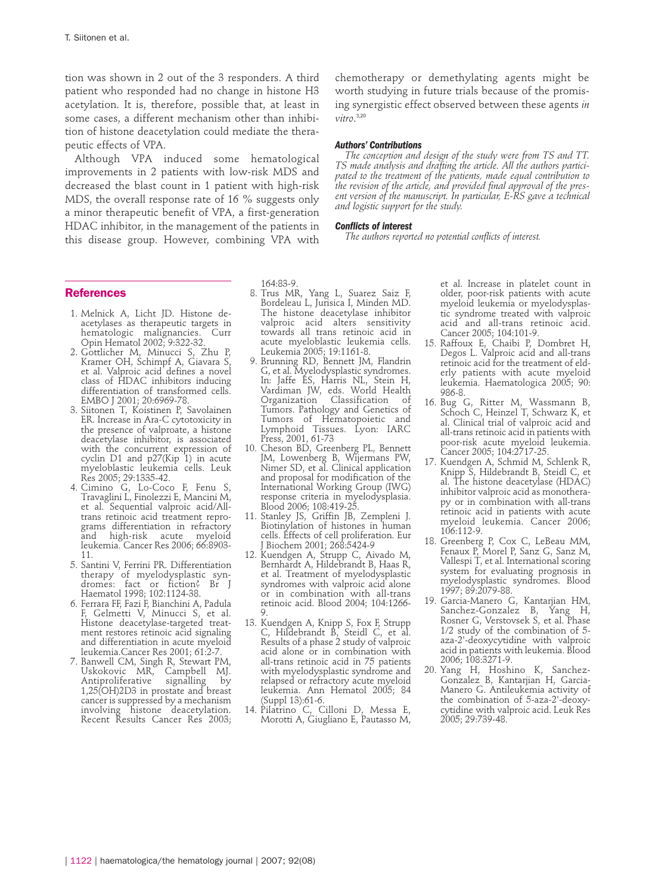tion was shown in 2 out of the 3 responders. A third patient who responded had no change in histone H3 acetylation. It is, therefore, possible that, at least in some cases, a different mechanism other than inhibition of histone deacetylation could mediate the therapeutic effects of VPA.

Although VPA induced some hematological improvements in 2 patients with low-risk MDS and decreased the blast count in 1 patient with high-risk MDS, the overall response rate of 16 % suggests only a minor therapeutic benefit of VPA, a first-generation HDAC inhibitor, in the management of the patients in this disease group. However, combining VPA with chemotherapy or demethylating agents might be worth studying in future trials because of the promising synergistic effect observed between these agents *in vitro*.[3,20]

#### Authors' Contributions

*The conception and design of the study were from TS and TT. TS made analysis and drafting the article. All the authors participated to the treatment of the patients, made equal contribution to the revision of the article, and provided final approval of the present version of the manuscript. In particular, E-RS gave a technical and logistic support for the study.*

#### Conflicts of interest

*The authors reported no potential conflicts of interest.*

## References

1. Melnick A, Licht JD. Histone deacetylases as therapeutic targets in hematologic malignancies. Curr Opin Hematol 2002; 9:322-32.
2. Gottlicher M, Minucci S, Zhu P, Kramer OH, Schimpf A, Giavara S, et al. Valproic acid defines a novel class of HDAC inhibitors inducing differentiation of transformed cells. EMBO J 2001; 20:6969-78.
3. Siitonen T, Koistinen P, Savolainen ER. Increase in Ara-C cytotoxicity in the presence of valproate, a histone deacetylase inhibitor, is associated with the concurrent expression of cyclin D1 and p27(Kip 1) in acute myeloblastic leukemia cells. Leuk Res 2005; 29:1335-42.
4. Cimino G, Lo-Coco F, Fenu S, Travaglini L, Finolezzi E, Mancini M, et al. Sequential valproic acid/All-trans retinoic acid treatment reprograms differentiation in refractory and high-risk acute myeloid leukemia. Cancer Res 2006; 66:8903-11.
5. Santini V, Ferrini PR. Differentiation therapy of myelodysplastic syndromes: fact or fiction? Br J Haematol 1998; 102:1124-38.
6. Ferrara FF, Fazi F, Bianchini A, Padula F, Gelmetti V, Minucci S, et al. Histone deacetylase-targeted treatment restores retinoic acid signaling and differentiation in acute myeloid leukemia.Cancer Res 2001; 61:2-7.
7. Banwell CM, Singh R, Stewart PM, Uskokovic MR, Campbell MJ. Antiproliferative signalling by 1,25(OH)2D3 in prostate and breast cancer is suppressed by a mechanism involving histone deacetylation. Recent Results Cancer Res 2003; 164:83-9.
8. Trus MR, Yang L, Suarez Saiz F, Bordeleau L, Jurisica I, Minden MD. The histone deacetylase inhibitor valproic acid alters sensitivity towards all trans retinoic acid in acute myeloblastic leukemia cells. Leukemia 2005; 19:1161-8.
9. Brunning RD, Bennett JM, Flandrin G, et al. Myelodysplastic syndromes. In: Jaffe ES, Harris NL, Stein H, Vardiman JW, eds. World Health Organization Classification of Tumors. Pathology and Genetics of Tumors of Hematopoietic and Lymphoid Tissues. Lyon: IARC Press, 2001, 61-73
10. Cheson BD, Greenberg PL, Bennett JM, Lowenberg B, Wijermans PW, Nimer SD, et al. Clinical application and proposal for modification of the International Working Group (IWG) response criteria in myelodysplasia. Blood 2006; 108:419-25.
11. Stanley JS, Griffin JB, Zempleni J. Biotinylation of histones in human cells. Effects of cell proliferation. Eur J Biochem 2001; 268:5424-9
12. Kuendgen A, Strupp C, Aivado M, Bernhardt A, Hildebrandt B, Haas R, et al. Treatment of myelodysplastic syndromes with valproic acid alone or in combination with all-trans retinoic acid. Blood 2004; 104:1266-9.
13. Kuendgen A, Knipp S, Fox F, Strupp C, Hildebrandt B, Steidl C, et al. Results of a phase 2 study of valproic acid alone or in combination with all-trans retinoic acid in 75 patients with myelodysplastic syndrome and relapsed or refractory acute myeloid leukemia. Ann Hematol 2005; 84 (Suppl 13):61-6.
14. Pilatrino C, Cilloni D, Messa E, Morotti A, Giugliano E, Pautasso M, et al. Increase in platelet count in older, poor-risk patients with acute myeloid leukemia or myelodysplastic syndrome treated with valproic acid and all-trans retinoic acid. Cancer 2005; 104:101-9.
15. Raffoux E, Chaibi P, Dombret H, Degos L. Valproic acid and all-trans retinoic acid for the treatment of elderly patients with acute myeloid leukemia. Haematologica 2005; 90: 986-8.
16. Bug G, Ritter M, Wassmann B, Schoch C, Heinzel T, Schwarz K, et al. Clinical trial of valproic acid and all-trans retinoic acid in patients with poor-risk acute myeloid leukemia. Cancer 2005; 104:2717-25.
17. Kuendgen A, Schmid M, Schlenk R, Knipp S, Hildebrandt B, Steidl C, et al. The histone deacetylase (HDAC) inhibitor valproic acid as monotherapy or in combination with all-trans retinoic acid in patients with acute myeloid leukemia. Cancer 2006; 106:112-9.
18. Greenberg P, Cox C, LeBeau MM, Fenaux P, Morel P, Sanz G, Sanz M, Vallespi T, et al. International scoring system for evaluating prognosis in myelodysplastic syndromes. Blood 1997; 89:2079-88.
19. Garcia-Manero G, Kantarjian HM, Sanchez-Gonzalez B, Yang H, Rosner G, Verstovsek S, et al. Phase 1/2 study of the combination of 5-aza-2'-deoxycytidine with valproic acid in patients with leukemia. Blood 2006; 108:3271-9.
20. Yang H, Hoshino K, Sanchez-Gonzalez B, Kantarjian H, Garcia-Manero G. Antileukemia activity of the combination of 5-aza-2'-deoxycytidine with valproic acid. Leuk Res 2005; 29:739-48.